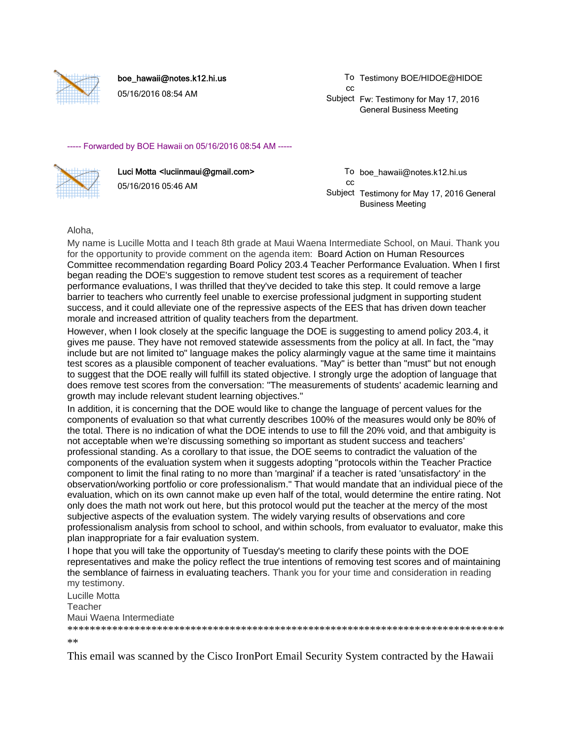**boe_hawaii@notes.k12.hi.us**
05/16/2016 08:54 AM

To: Testimony BOE/HIDOE@HIDOE
cc:
Subject: Fw: Testimony for May 17, 2016 General Business Meeting

----- Forwarded by BOE Hawaii on 05/16/2016 08:54 AM -----

**Luci Motta <luciinmaui@gmail.com>**
05/16/2016 05:46 AM

To: boe_hawaii@notes.k12.hi.us
cc:
Subject: Testimony for May 17, 2016 General Business Meeting

Aloha,

My name is Lucille Motta and I teach 8th grade at Maui Waena Intermediate School, on Maui. Thank you for the opportunity to provide comment on the agenda item: Board Action on Human Resources Committee recommendation regarding Board Policy 203.4 Teacher Performance Evaluation. When I first began reading the DOE's suggestion to remove student test scores as a requirement of teacher performance evaluations, I was thrilled that they've decided to take this step. It could remove a large barrier to teachers who currently feel unable to exercise professional judgment in supporting student success, and it could alleviate one of the repressive aspects of the EES that has driven down teacher morale and increased attrition of quality teachers from the department.

However, when I look closely at the specific language the DOE is suggesting to amend policy 203.4, it gives me pause. They have not removed statewide assessments from the policy at all. In fact, the "may include but are not limited to" language makes the policy alarmingly vague at the same time it maintains test scores as a plausible component of teacher evaluations. "May" is better than "must" but not enough to suggest that the DOE really will fulfill its stated objective. I strongly urge the adoption of language that does remove test scores from the conversation: "The measurements of students' academic learning and growth may include relevant student learning objectives."

In addition, it is concerning that the DOE would like to change the language of percent values for the components of evaluation so that what currently describes 100% of the measures would only be 80% of the total. There is no indication of what the DOE intends to use to fill the 20% void, and that ambiguity is not acceptable when we're discussing something so important as student success and teachers' professional standing. As a corollary to that issue, the DOE seems to contradict the valuation of the components of the evaluation system when it suggests adopting "protocols within the Teacher Practice component to limit the final rating to no more than 'marginal' if a teacher is rated 'unsatisfactory' in the observation/working portfolio or core professionalism." That would mandate that an individual piece of the evaluation, which on its own cannot make up even half of the total, would determine the entire rating. Not only does the math not work out here, but this protocol would put the teacher at the mercy of the most subjective aspects of the evaluation system. The widely varying results of observations and core professionalism analysis from school to school, and within schools, from evaluator to evaluator, make this plan inappropriate for a fair evaluation system.

I hope that you will take the opportunity of Tuesday's meeting to clarify these points with the DOE representatives and make the policy reflect the true intentions of removing test scores and of maintaining the semblance of fairness in evaluating teachers. Thank you for your time and consideration in reading my testimony.

Lucille Motta
Teacher
Maui Waena Intermediate

********************************************************************************
**

This email was scanned by the Cisco IronPort Email Security System contracted by the Hawaii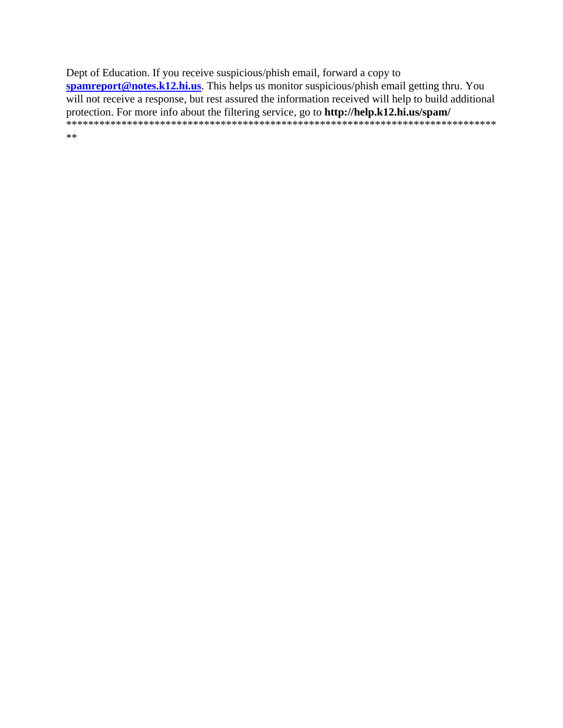Dept of Education. If you receive suspicious/phish email, forward a copy to **spamreport@notes.k12.hi.us**. This helps us monitor suspicious/phish email getting thru. You will not receive a response, but rest assured the information received will help to build additional protection. For more info about the filtering service, go to **http://help.k12.hi.us/spam/**
********************************************************************************
**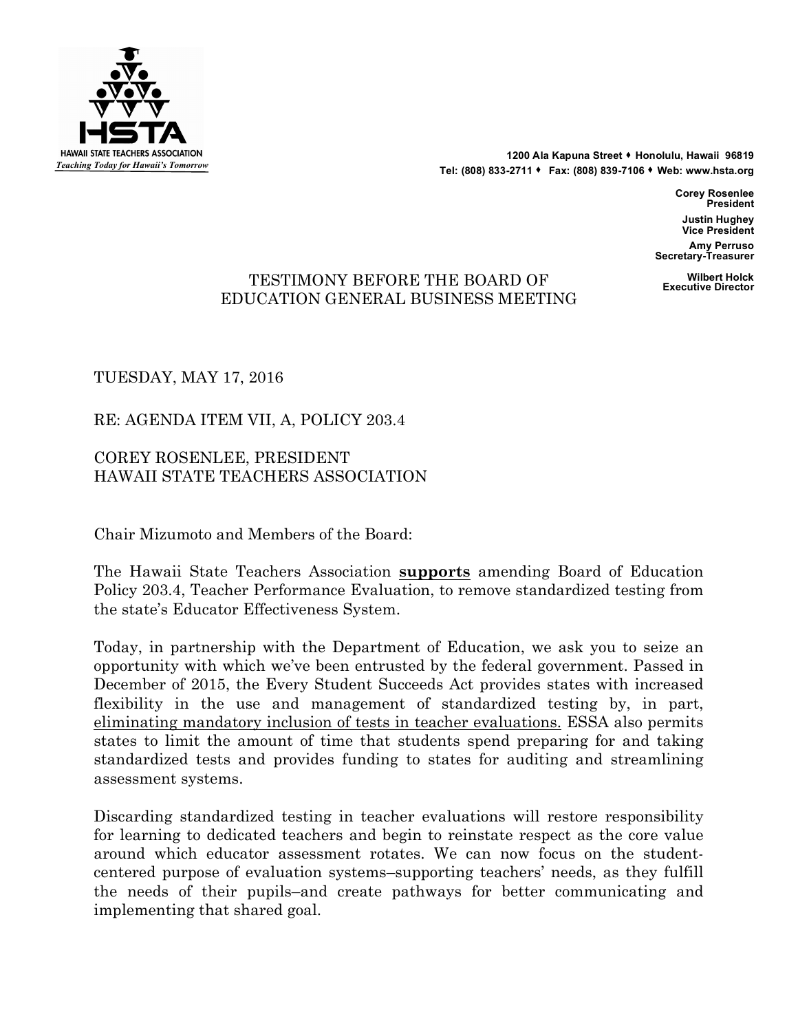HAWAII STATE TEACHERS ASSOCIATION
*Teaching Today for Hawaii's Tomorrow*

**1200 Ala Kapuna Street ♦ Honolulu, Hawaii 96819**
**Tel: (808) 833-2711 ♦ Fax: (808) 839-7106 ♦ Web: www.hsta.org**

**Corey Rosenlee**
**President**

**Justin Hughey**
**Vice President**

**Amy Perruso**
**Secretary-Treasurer**

**Wilbert Holck**
**Executive Director**

TESTIMONY BEFORE THE BOARD OF EDUCATION GENERAL BUSINESS MEETING

TUESDAY, MAY 17, 2016

RE: AGENDA ITEM VII, A, POLICY 203.4

COREY ROSENLEE, PRESIDENT
HAWAII STATE TEACHERS ASSOCIATION

Chair Mizumoto and Members of the Board:

The Hawaii State Teachers Association **supports** amending Board of Education Policy 203.4, Teacher Performance Evaluation, to remove standardized testing from the state's Educator Effectiveness System.

Today, in partnership with the Department of Education, we ask you to seize an opportunity with which we've been entrusted by the federal government. Passed in December of 2015, the Every Student Succeeds Act provides states with increased flexibility in the use and management of standardized testing by, in part, eliminating mandatory inclusion of tests in teacher evaluations. ESSA also permits states to limit the amount of time that students spend preparing for and taking standardized tests and provides funding to states for auditing and streamlining assessment systems.

Discarding standardized testing in teacher evaluations will restore responsibility for learning to dedicated teachers and begin to reinstate respect as the core value around which educator assessment rotates. We can now focus on the student-centered purpose of evaluation systems–supporting teachers' needs, as they fulfill the needs of their pupils–and create pathways for better communicating and implementing that shared goal.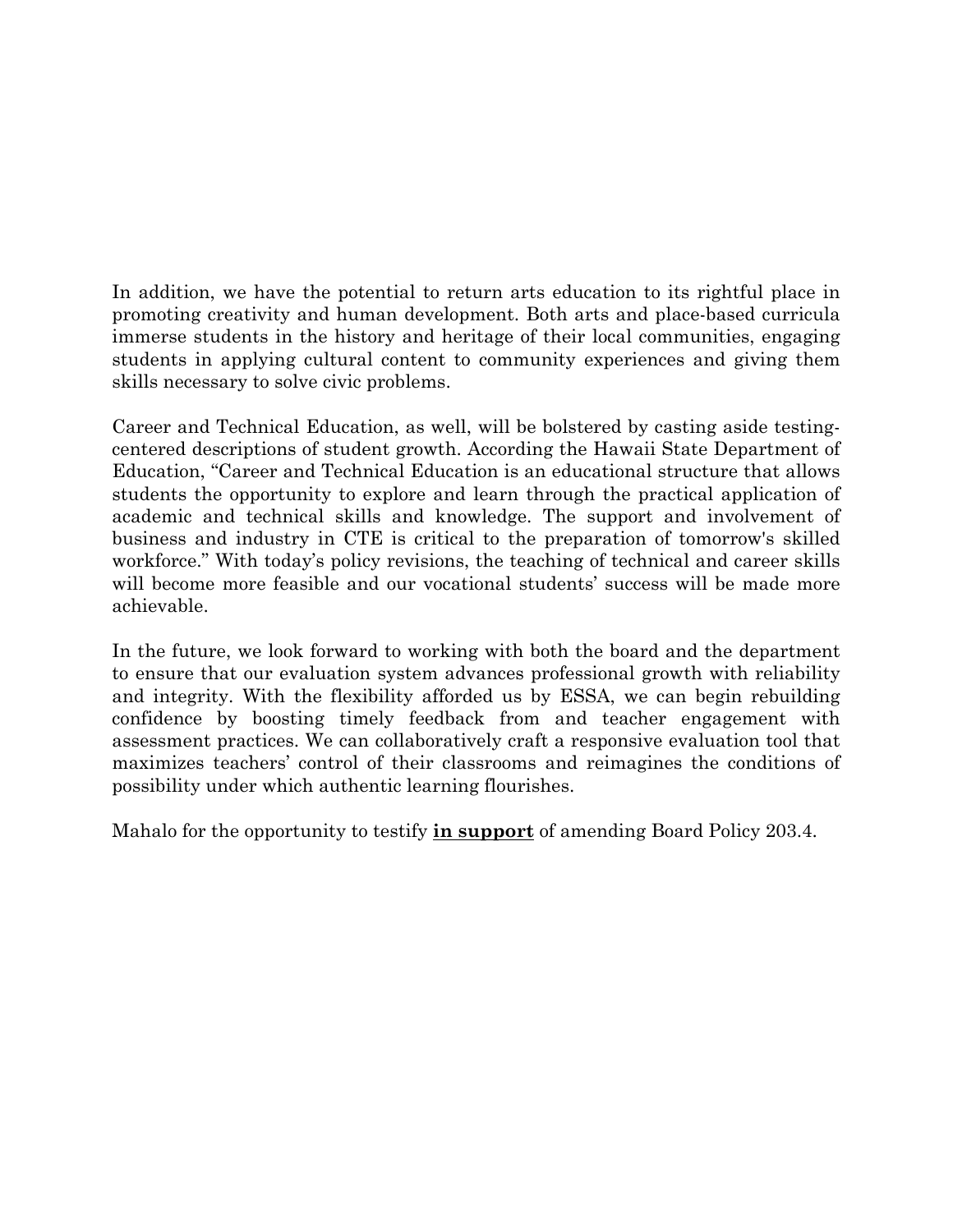In addition, we have the potential to return arts education to its rightful place in promoting creativity and human development. Both arts and place-based curricula immerse students in the history and heritage of their local communities, engaging students in applying cultural content to community experiences and giving them skills necessary to solve civic problems.

Career and Technical Education, as well, will be bolstered by casting aside testing-centered descriptions of student growth. According the Hawaii State Department of Education, "Career and Technical Education is an educational structure that allows students the opportunity to explore and learn through the practical application of academic and technical skills and knowledge. The support and involvement of business and industry in CTE is critical to the preparation of tomorrow's skilled workforce." With today's policy revisions, the teaching of technical and career skills will become more feasible and our vocational students' success will be made more achievable.

In the future, we look forward to working with both the board and the department to ensure that our evaluation system advances professional growth with reliability and integrity. With the flexibility afforded us by ESSA, we can begin rebuilding confidence by boosting timely feedback from and teacher engagement with assessment practices. We can collaboratively craft a responsive evaluation tool that maximizes teachers' control of their classrooms and reimagines the conditions of possibility under which authentic learning flourishes.

Mahalo for the opportunity to testify <u>**in support**</u> of amending Board Policy 203.4.